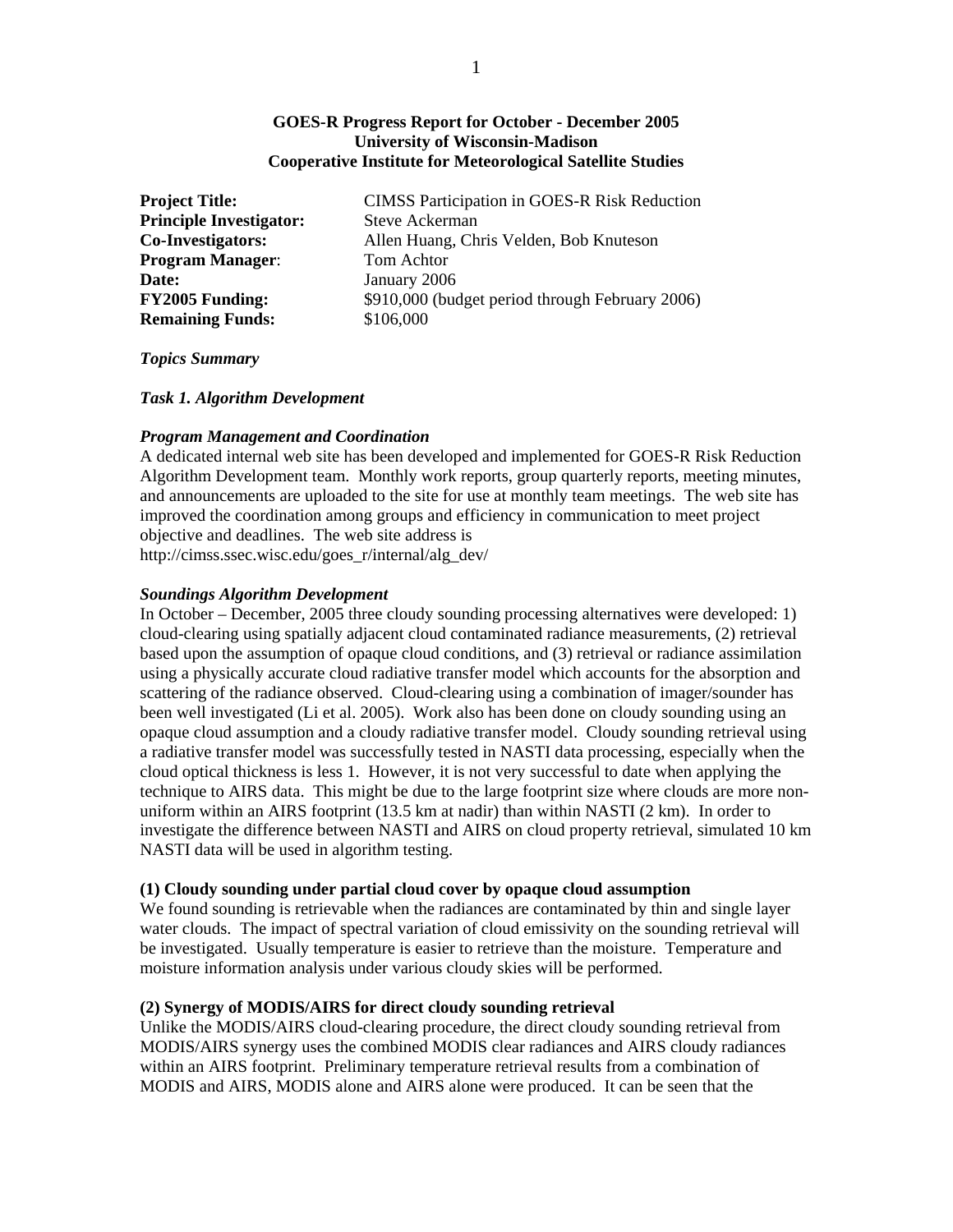**GOES-R Progress Report for October - December 2005**
**University of Wisconsin-Madison**
**Cooperative Institute for Meteorological Satellite Studies**

**Project Title:** CIMSS Participation in GOES-R Risk Reduction
**Principle Investigator:** Steve Ackerman
**Co-Investigators:** Allen Huang, Chris Velden, Bob Knuteson
**Program Manager**: Tom Achtor
**Date:** January 2006
**FY2005 Funding:** $910,000 (budget period through February 2006)
**Remaining Funds:** $106,000

***Topics Summary***

***Task 1. Algorithm Development***

***Program Management and Coordination***

A dedicated internal web site has been developed and implemented for GOES-R Risk Reduction Algorithm Development team. Monthly work reports, group quarterly reports, meeting minutes, and announcements are uploaded to the site for use at monthly team meetings. The web site has improved the coordination among groups and efficiency in communication to meet project objective and deadlines. The web site address is http://cimss.ssec.wisc.edu/goes_r/internal/alg_dev/

***Soundings Algorithm Development***

In October – December, 2005 three cloudy sounding processing alternatives were developed: 1) cloud-clearing using spatially adjacent cloud contaminated radiance measurements, (2) retrieval based upon the assumption of opaque cloud conditions, and (3) retrieval or radiance assimilation using a physically accurate cloud radiative transfer model which accounts for the absorption and scattering of the radiance observed. Cloud-clearing using a combination of imager/sounder has been well investigated (Li et al. 2005). Work also has been done on cloudy sounding using an opaque cloud assumption and a cloudy radiative transfer model. Cloudy sounding retrieval using a radiative transfer model was successfully tested in NASTI data processing, especially when the cloud optical thickness is less 1. However, it is not very successful to date when applying the technique to AIRS data. This might be due to the large footprint size where clouds are more non-uniform within an AIRS footprint (13.5 km at nadir) than within NASTI (2 km). In order to investigate the difference between NASTI and AIRS on cloud property retrieval, simulated 10 km NASTI data will be used in algorithm testing.

**(1) Cloudy sounding under partial cloud cover by opaque cloud assumption**

We found sounding is retrievable when the radiances are contaminated by thin and single layer water clouds. The impact of spectral variation of cloud emissivity on the sounding retrieval will be investigated. Usually temperature is easier to retrieve than the moisture. Temperature and moisture information analysis under various cloudy skies will be performed.

**(2) Synergy of MODIS/AIRS for direct cloudy sounding retrieval**

Unlike the MODIS/AIRS cloud-clearing procedure, the direct cloudy sounding retrieval from MODIS/AIRS synergy uses the combined MODIS clear radiances and AIRS cloudy radiances within an AIRS footprint. Preliminary temperature retrieval results from a combination of MODIS and AIRS, MODIS alone and AIRS alone were produced. It can be seen that the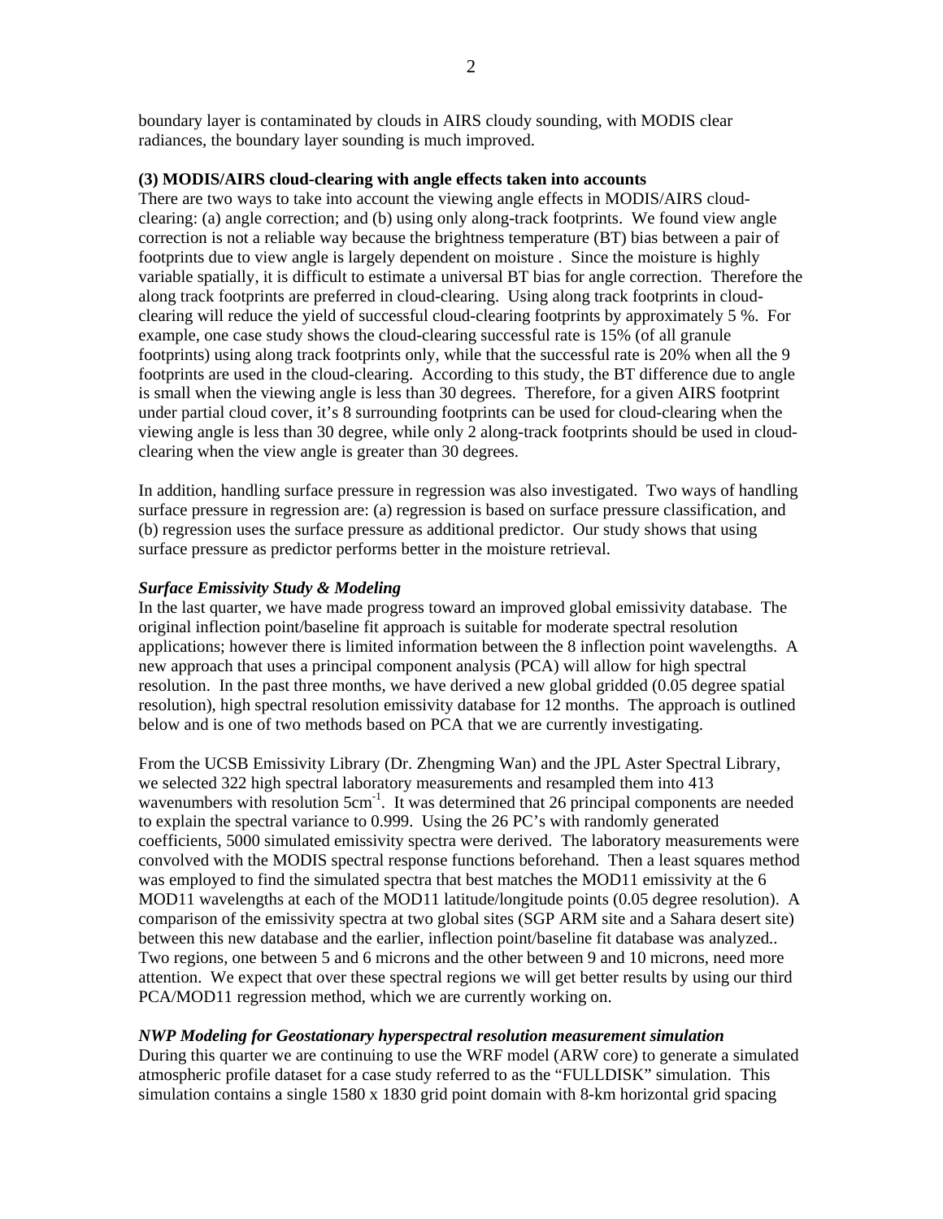boundary layer is contaminated by clouds in AIRS cloudy sounding, with MODIS clear radiances, the boundary layer sounding is much improved.

**(3) MODIS/AIRS cloud-clearing with angle effects taken into accounts**

There are two ways to take into account the viewing angle effects in MODIS/AIRS cloud-clearing: (a) angle correction; and (b) using only along-track footprints. We found view angle correction is not a reliable way because the brightness temperature (BT) bias between a pair of footprints due to view angle is largely dependent on moisture . Since the moisture is highly variable spatially, it is difficult to estimate a universal BT bias for angle correction. Therefore the along track footprints are preferred in cloud-clearing. Using along track footprints in cloud-clearing will reduce the yield of successful cloud-clearing footprints by approximately 5 %. For example, one case study shows the cloud-clearing successful rate is 15% (of all granule footprints) using along track footprints only, while that the successful rate is 20% when all the 9 footprints are used in the cloud-clearing. According to this study, the BT difference due to angle is small when the viewing angle is less than 30 degrees. Therefore, for a given AIRS footprint under partial cloud cover, it's 8 surrounding footprints can be used for cloud-clearing when the viewing angle is less than 30 degree, while only 2 along-track footprints should be used in cloud-clearing when the view angle is greater than 30 degrees.

In addition, handling surface pressure in regression was also investigated. Two ways of handling surface pressure in regression are: (a) regression is based on surface pressure classification, and (b) regression uses the surface pressure as additional predictor. Our study shows that using surface pressure as predictor performs better in the moisture retrieval.

***Surface Emissivity Study & Modeling***

In the last quarter, we have made progress toward an improved global emissivity database. The original inflection point/baseline fit approach is suitable for moderate spectral resolution applications; however there is limited information between the 8 inflection point wavelengths. A new approach that uses a principal component analysis (PCA) will allow for high spectral resolution. In the past three months, we have derived a new global gridded (0.05 degree spatial resolution), high spectral resolution emissivity database for 12 months. The approach is outlined below and is one of two methods based on PCA that we are currently investigating.

From the UCSB Emissivity Library (Dr. Zhengming Wan) and the JPL Aster Spectral Library, we selected 322 high spectral laboratory measurements and resampled them into 413 wavenumbers with resolution 5cm$^{-1}$. It was determined that 26 principal components are needed to explain the spectral variance to 0.999. Using the 26 PC's with randomly generated coefficients, 5000 simulated emissivity spectra were derived. The laboratory measurements were convolved with the MODIS spectral response functions beforehand. Then a least squares method was employed to find the simulated spectra that best matches the MOD11 emissivity at the 6 MOD11 wavelengths at each of the MOD11 latitude/longitude points (0.05 degree resolution). A comparison of the emissivity spectra at two global sites (SGP ARM site and a Sahara desert site) between this new database and the earlier, inflection point/baseline fit database was analyzed.. Two regions, one between 5 and 6 microns and the other between 9 and 10 microns, need more attention. We expect that over these spectral regions we will get better results by using our third PCA/MOD11 regression method, which we are currently working on.

***NWP Modeling for Geostationary hyperspectral resolution measurement simulation***

During this quarter we are continuing to use the WRF model (ARW core) to generate a simulated atmospheric profile dataset for a case study referred to as the "FULLDISK" simulation. This simulation contains a single 1580 x 1830 grid point domain with 8-km horizontal grid spacing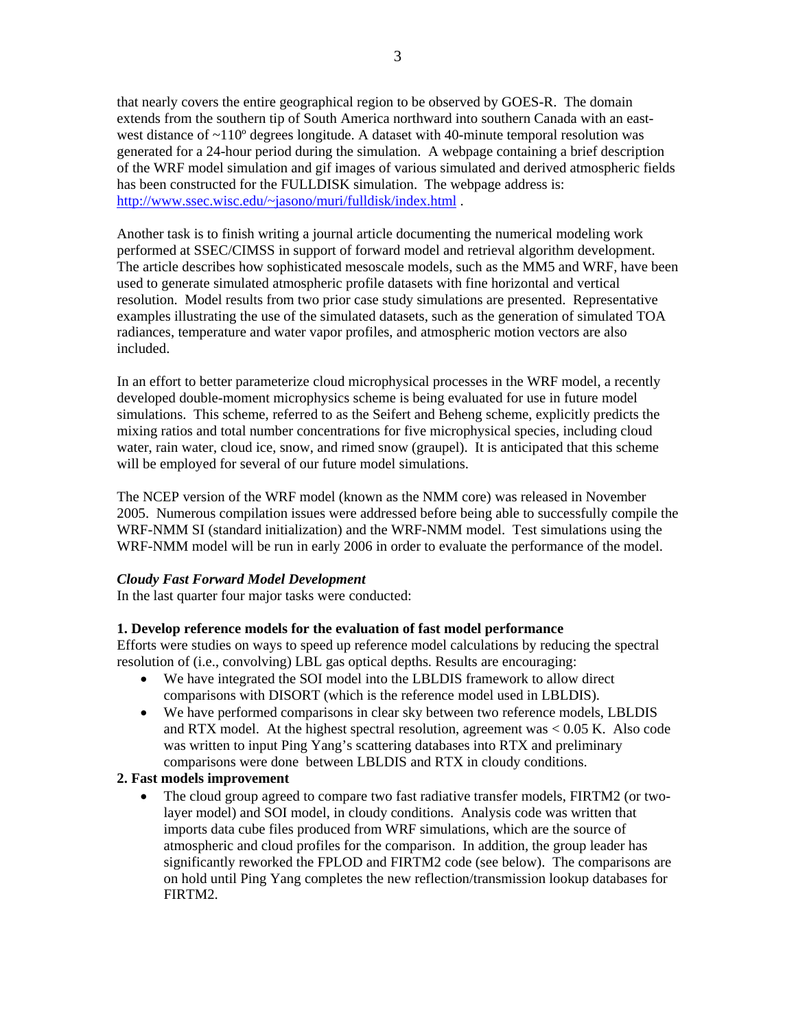that nearly covers the entire geographical region to be observed by GOES-R. The domain extends from the southern tip of South America northward into southern Canada with an east-west distance of ~110º degrees longitude. A dataset with 40-minute temporal resolution was generated for a 24-hour period during the simulation. A webpage containing a brief description of the WRF model simulation and gif images of various simulated and derived atmospheric fields has been constructed for the FULLDISK simulation. The webpage address is: http://www.ssec.wisc.edu/~jasono/muri/fulldisk/index.html .

Another task is to finish writing a journal article documenting the numerical modeling work performed at SSEC/CIMSS in support of forward model and retrieval algorithm development. The article describes how sophisticated mesoscale models, such as the MM5 and WRF, have been used to generate simulated atmospheric profile datasets with fine horizontal and vertical resolution. Model results from two prior case study simulations are presented. Representative examples illustrating the use of the simulated datasets, such as the generation of simulated TOA radiances, temperature and water vapor profiles, and atmospheric motion vectors are also included.

In an effort to better parameterize cloud microphysical processes in the WRF model, a recently developed double-moment microphysics scheme is being evaluated for use in future model simulations. This scheme, referred to as the Seifert and Beheng scheme, explicitly predicts the mixing ratios and total number concentrations for five microphysical species, including cloud water, rain water, cloud ice, snow, and rimed snow (graupel). It is anticipated that this scheme will be employed for several of our future model simulations.

The NCEP version of the WRF model (known as the NMM core) was released in November 2005. Numerous compilation issues were addressed before being able to successfully compile the WRF-NMM SI (standard initialization) and the WRF-NMM model. Test simulations using the WRF-NMM model will be run in early 2006 in order to evaluate the performance of the model.

*Cloudy Fast Forward Model Development*

In the last quarter four major tasks were conducted:

**1. Develop reference models for the evaluation of fast model performance**

Efforts were studies on ways to speed up reference model calculations by reducing the spectral resolution of (i.e., convolving) LBL gas optical depths. Results are encouraging:

- We have integrated the SOI model into the LBLDIS framework to allow direct comparisons with DISORT (which is the reference model used in LBLDIS).
- We have performed comparisons in clear sky between two reference models, LBLDIS and RTX model. At the highest spectral resolution, agreement was < 0.05 K. Also code was written to input Ping Yang's scattering databases into RTX and preliminary comparisons were done between LBLDIS and RTX in cloudy conditions.

**2. Fast models improvement**

- The cloud group agreed to compare two fast radiative transfer models, FIRTM2 (or two-layer model) and SOI model, in cloudy conditions. Analysis code was written that imports data cube files produced from WRF simulations, which are the source of atmospheric and cloud profiles for the comparison. In addition, the group leader has significantly reworked the FPLOD and FIRTM2 code (see below). The comparisons are on hold until Ping Yang completes the new reflection/transmission lookup databases for FIRTM2.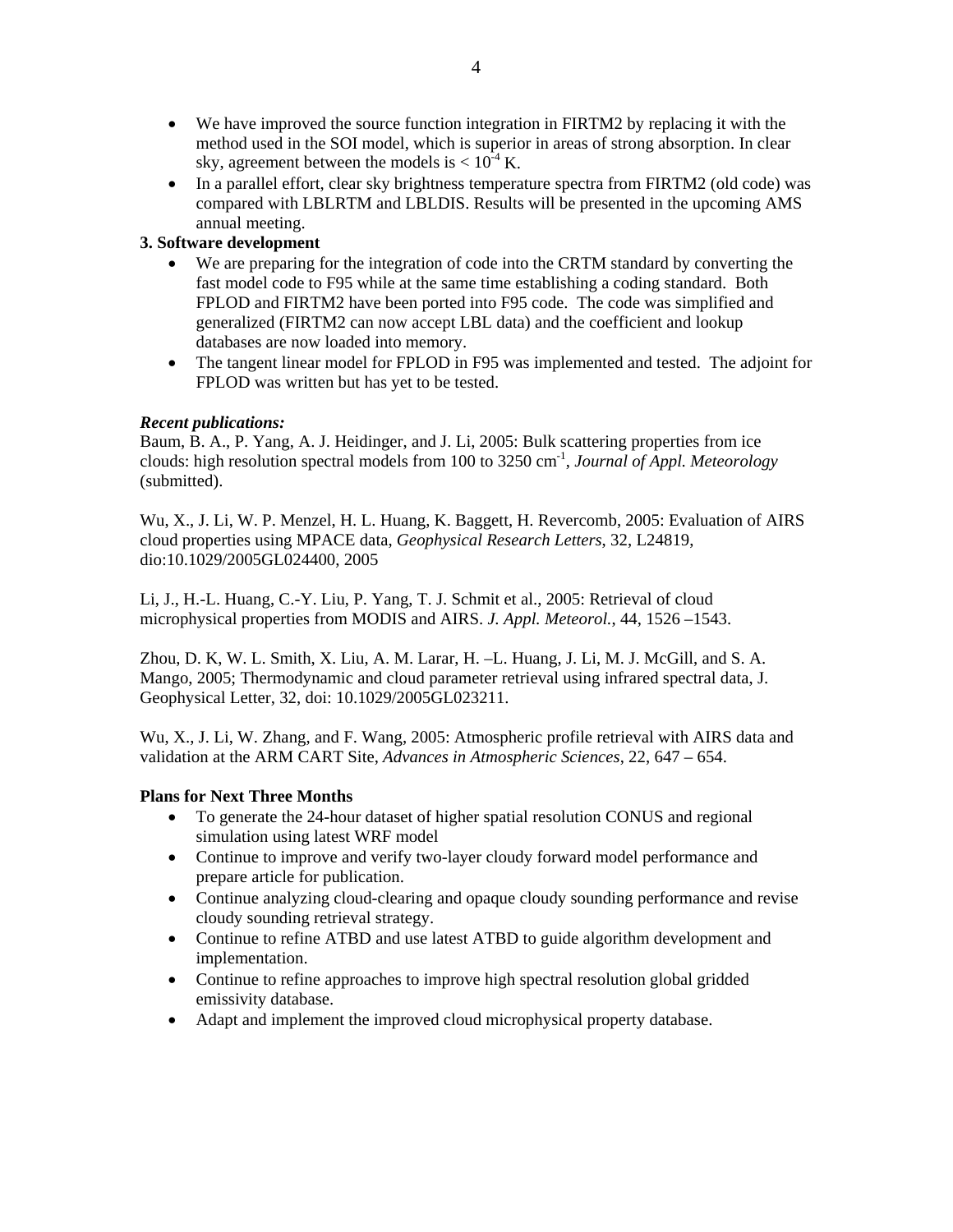- We have improved the source function integration in FIRTM2 by replacing it with the method used in the SOI model, which is superior in areas of strong absorption. In clear sky, agreement between the models is < $10^{-4}$ K.
- In a parallel effort, clear sky brightness temperature spectra from FIRTM2 (old code) was compared with LBLRTM and LBLDIS. Results will be presented in the upcoming AMS annual meeting.

**3. Software development**

- We are preparing for the integration of code into the CRTM standard by converting the fast model code to F95 while at the same time establishing a coding standard. Both FPLOD and FIRTM2 have been ported into F95 code. The code was simplified and generalized (FIRTM2 can now accept LBL data) and the coefficient and lookup databases are now loaded into memory.
- The tangent linear model for FPLOD in F95 was implemented and tested. The adjoint for FPLOD was written but has yet to be tested.

***Recent publications:***

Baum, B. A., P. Yang, A. J. Heidinger, and J. Li, 2005: Bulk scattering properties from ice clouds: high resolution spectral models from 100 to 3250 $cm^{-1}$, *Journal of Appl. Meteorology* (submitted).

Wu, X., J. Li, W. P. Menzel, H. L. Huang, K. Baggett, H. Revercomb, 2005: Evaluation of AIRS cloud properties using MPACE data, *Geophysical Research Letters*, 32, L24819, dio:10.1029/2005GL024400, 2005

Li, J., H.-L. Huang, C.-Y. Liu, P. Yang, T. J. Schmit et al., 2005: Retrieval of cloud microphysical properties from MODIS and AIRS. *J. Appl. Meteorol.*, 44, 1526 –1543.

Zhou, D. K, W. L. Smith, X. Liu, A. M. Larar, H. –L. Huang, J. Li, M. J. McGill, and S. A. Mango, 2005; Thermodynamic and cloud parameter retrieval using infrared spectral data, J. Geophysical Letter, 32, doi: 10.1029/2005GL023211.

Wu, X., J. Li, W. Zhang, and F. Wang, 2005: Atmospheric profile retrieval with AIRS data and validation at the ARM CART Site, *Advances in Atmospheric Sciences*, 22, 647 – 654.

**Plans for Next Three Months**

- To generate the 24-hour dataset of higher spatial resolution CONUS and regional simulation using latest WRF model
- Continue to improve and verify two-layer cloudy forward model performance and prepare article for publication.
- Continue analyzing cloud-clearing and opaque cloudy sounding performance and revise cloudy sounding retrieval strategy.
- Continue to refine ATBD and use latest ATBD to guide algorithm development and implementation.
- Continue to refine approaches to improve high spectral resolution global gridded emissivity database.
- Adapt and implement the improved cloud microphysical property database.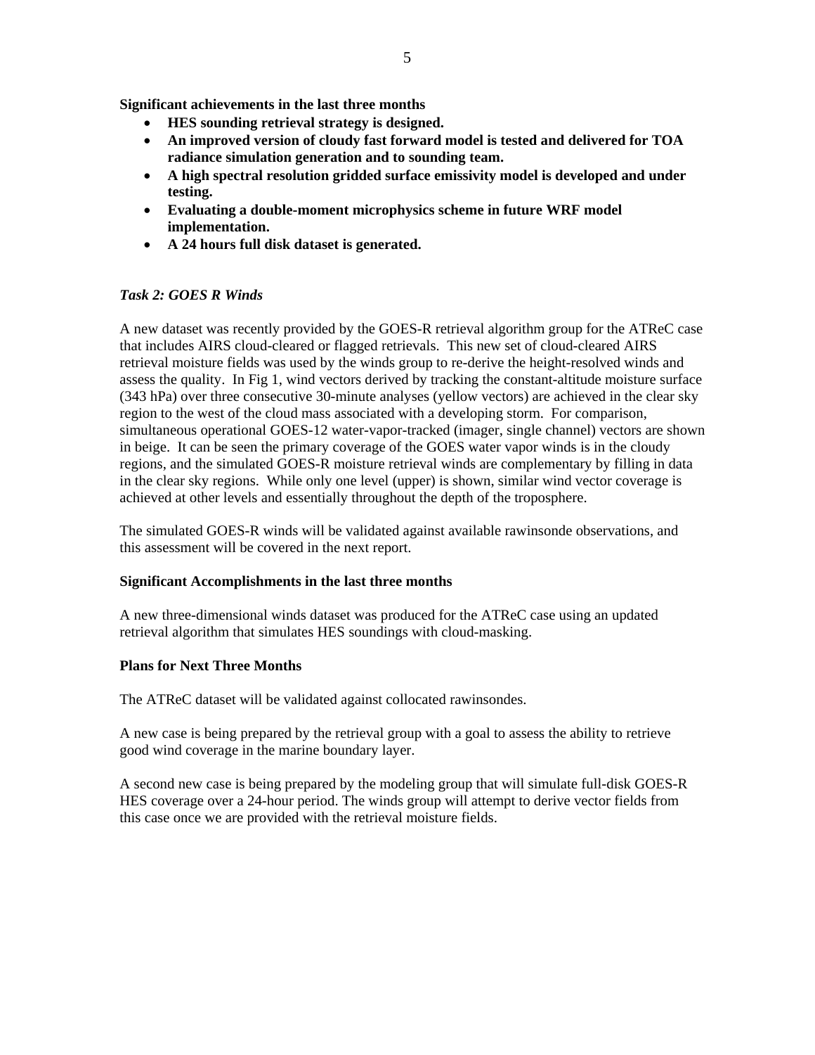**Significant achievements in the last three months**

- **HES sounding retrieval strategy is designed.**
- **An improved version of cloudy fast forward model is tested and delivered for TOA radiance simulation generation and to sounding team.**
- **A high spectral resolution gridded surface emissivity model is developed and under testing.**
- **Evaluating a double-moment microphysics scheme in future WRF model implementation.**
- **A 24 hours full disk dataset is generated.**

*Task 2: GOES R Winds*

A new dataset was recently provided by the GOES-R retrieval algorithm group for the ATReC case that includes AIRS cloud-cleared or flagged retrievals. This new set of cloud-cleared AIRS retrieval moisture fields was used by the winds group to re-derive the height-resolved winds and assess the quality. In Fig 1, wind vectors derived by tracking the constant-altitude moisture surface (343 hPa) over three consecutive 30-minute analyses (yellow vectors) are achieved in the clear sky region to the west of the cloud mass associated with a developing storm. For comparison, simultaneous operational GOES-12 water-vapor-tracked (imager, single channel) vectors are shown in beige. It can be seen the primary coverage of the GOES water vapor winds is in the cloudy regions, and the simulated GOES-R moisture retrieval winds are complementary by filling in data in the clear sky regions. While only one level (upper) is shown, similar wind vector coverage is achieved at other levels and essentially throughout the depth of the troposphere.

The simulated GOES-R winds will be validated against available rawinsonde observations, and this assessment will be covered in the next report.

**Significant Accomplishments in the last three months**

A new three-dimensional winds dataset was produced for the ATReC case using an updated retrieval algorithm that simulates HES soundings with cloud-masking.

**Plans for Next Three Months**

The ATReC dataset will be validated against collocated rawinsondes.

A new case is being prepared by the retrieval group with a goal to assess the ability to retrieve good wind coverage in the marine boundary layer.

A second new case is being prepared by the modeling group that will simulate full-disk GOES-R HES coverage over a 24-hour period. The winds group will attempt to derive vector fields from this case once we are provided with the retrieval moisture fields.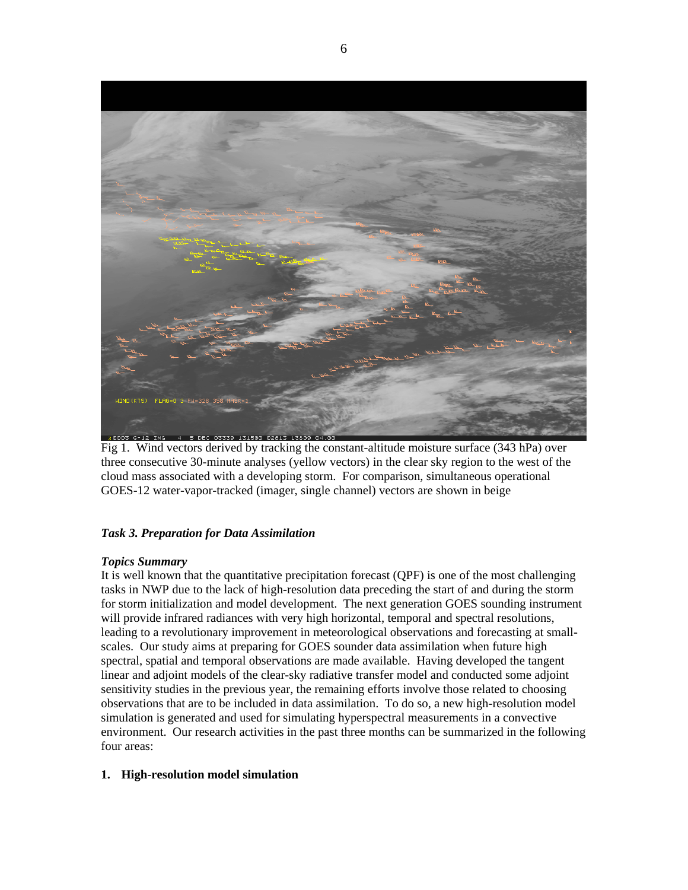Fig 1. Wind vectors derived by tracking the constant-altitude moisture surface (343 hPa) over three consecutive 30-minute analyses (yellow vectors) in the clear sky region to the west of the cloud mass associated with a developing storm. For comparison, simultaneous operational GOES-12 water-vapor-tracked (imager, single channel) vectors are shown in beige

***Task 3. Preparation for Data Assimilation***

***Topics Summary***

It is well known that the quantitative precipitation forecast (QPF) is one of the most challenging tasks in NWP due to the lack of high-resolution data preceding the start of and during the storm for storm initialization and model development. The next generation GOES sounding instrument will provide infrared radiances with very high horizontal, temporal and spectral resolutions, leading to a revolutionary improvement in meteorological observations and forecasting at small-scales. Our study aims at preparing for GOES sounder data assimilation when future high spectral, spatial and temporal observations are made available. Having developed the tangent linear and adjoint models of the clear-sky radiative transfer model and conducted some adjoint sensitivity studies in the previous year, the remaining efforts involve those related to choosing observations that are to be included in data assimilation. To do so, a new high-resolution model simulation is generated and used for simulating hyperspectral measurements in a convective environment. Our research activities in the past three months can be summarized in the following four areas:

**1. High-resolution model simulation**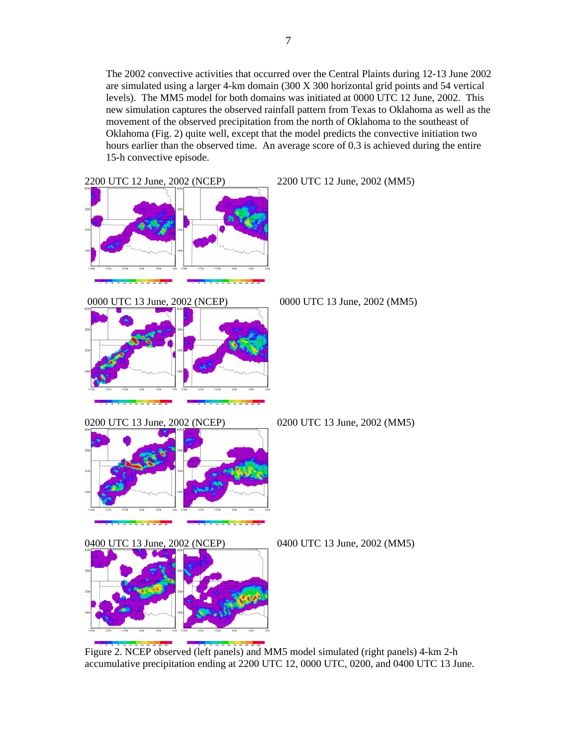The 2002 convective activities that occurred over the Central Plaints during 12-13 June 2002 are simulated using a larger 4-km domain (300 X 300 horizontal grid points and 54 vertical levels). The MM5 model for both domains was initiated at 0000 UTC 12 June, 2002. This new simulation captures the observed rainfall pattern from Texas to Oklahoma as well as the movement of the observed precipitation from the north of Oklahoma to the southeast of Oklahoma (Fig. 2) quite well, except that the model predicts the convective initiation two hours earlier than the observed time. An average score of 0.3 is achieved during the entire 15-h convective episode.

2200 UTC 12 June, 2002 (NCEP) 2200 UTC 12 June, 2002 (MM5)

0000 UTC 13 June, 2002 (NCEP) 0000 UTC 13 June, 2002 (MM5)

0200 UTC 13 June, 2002 (NCEP) 0200 UTC 13 June, 2002 (MM5)

0400 UTC 13 June, 2002 (NCEP) 0400 UTC 13 June, 2002 (MM5)

Figure 2. NCEP observed (left panels) and MM5 model simulated (right panels) 4-km 2-h accumulative precipitation ending at 2200 UTC 12, 0000 UTC, 0200, and 0400 UTC 13 June.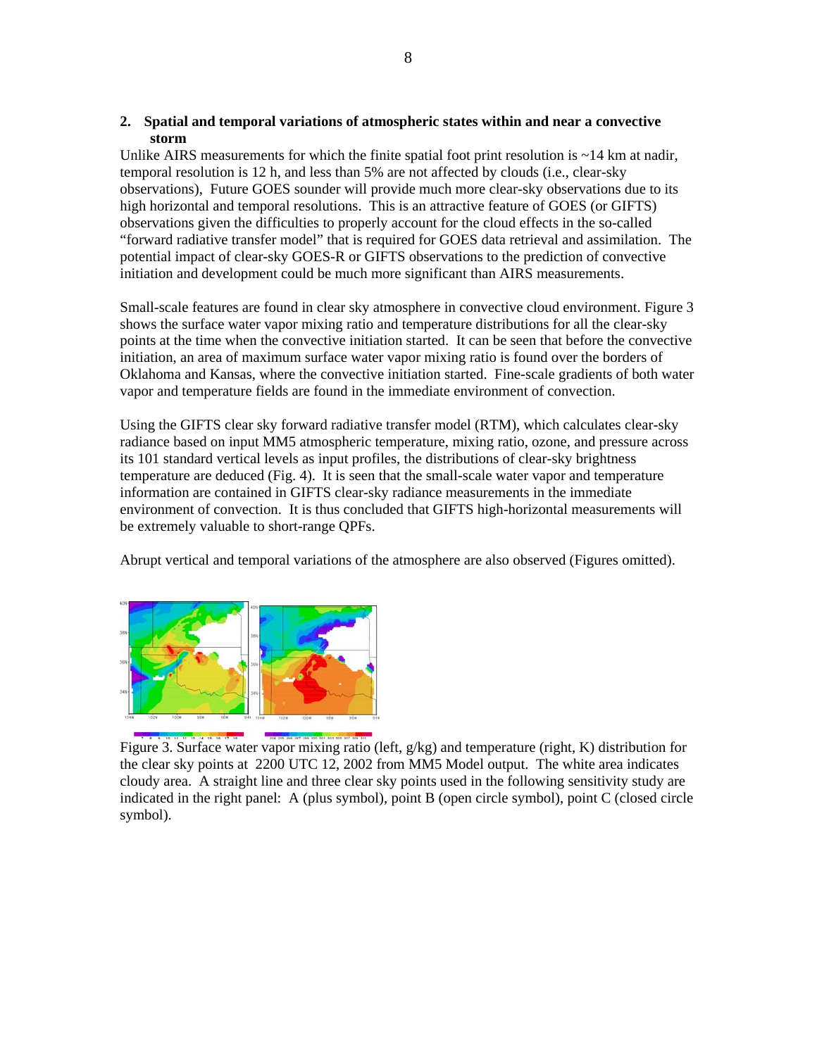## 2. Spatial and temporal variations of atmospheric states within and near a convective storm

Unlike AIRS measurements for which the finite spatial foot print resolution is ~14 km at nadir, temporal resolution is 12 h, and less than 5% are not affected by clouds (i.e., clear-sky observations), Future GOES sounder will provide much more clear-sky observations due to its high horizontal and temporal resolutions. This is an attractive feature of GOES (or GIFTS) observations given the difficulties to properly account for the cloud effects in the so-called "forward radiative transfer model" that is required for GOES data retrieval and assimilation. The potential impact of clear-sky GOES-R or GIFTS observations to the prediction of convective initiation and development could be much more significant than AIRS measurements.

Small-scale features are found in clear sky atmosphere in convective cloud environment. Figure 3 shows the surface water vapor mixing ratio and temperature distributions for all the clear-sky points at the time when the convective initiation started. It can be seen that before the convective initiation, an area of maximum surface water vapor mixing ratio is found over the borders of Oklahoma and Kansas, where the convective initiation started. Fine-scale gradients of both water vapor and temperature fields are found in the immediate environment of convection.

Using the GIFTS clear sky forward radiative transfer model (RTM), which calculates clear-sky radiance based on input MM5 atmospheric temperature, mixing ratio, ozone, and pressure across its 101 standard vertical levels as input profiles, the distributions of clear-sky brightness temperature are deduced (Fig. 4). It is seen that the small-scale water vapor and temperature information are contained in GIFTS clear-sky radiance measurements in the immediate environment of convection. It is thus concluded that GIFTS high-horizontal measurements will be extremely valuable to short-range QPFs.

Abrupt vertical and temporal variations of the atmosphere are also observed (Figures omitted).

Figure 3. Surface water vapor mixing ratio (left, g/kg) and temperature (right, K) distribution for the clear sky points at 2200 UTC 12, 2002 from MM5 Model output. The white area indicates cloudy area. A straight line and three clear sky points used in the following sensitivity study are indicated in the right panel: A (plus symbol), point B (open circle symbol), point C (closed circle symbol).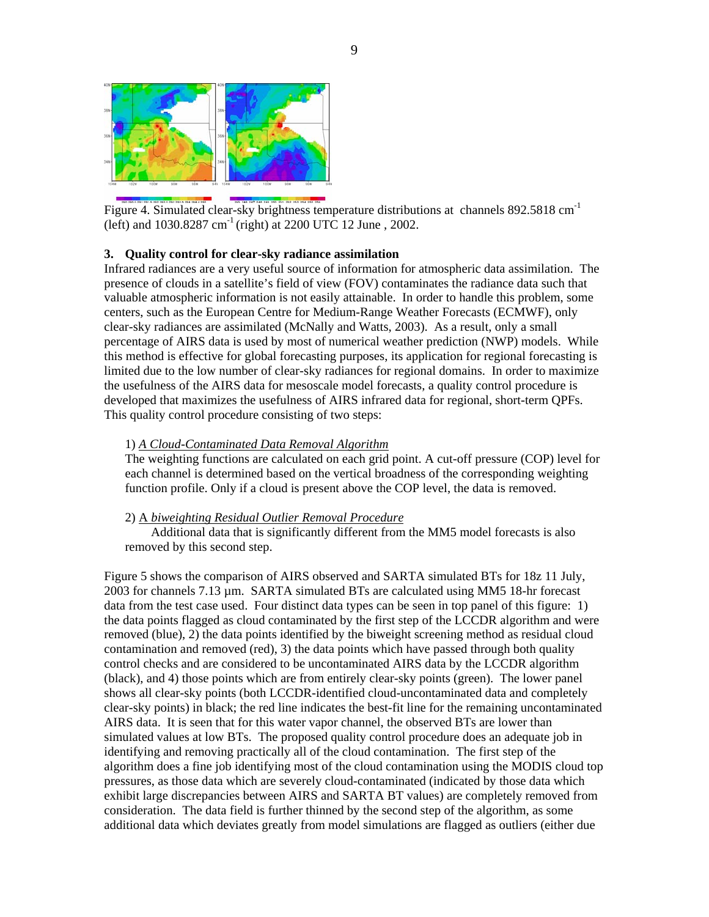Figure 4. Simulated clear-sky brightness temperature distributions at channels 892.5818 $cm^{-1}$ (left) and 1030.8287 $cm^{-1}$ (right) at 2200 UTC 12 June , 2002.

### 3. Quality control for clear-sky radiance assimilation

Infrared radiances are a very useful source of information for atmospheric data assimilation. The presence of clouds in a satellite's field of view (FOV) contaminates the radiance data such that valuable atmospheric information is not easily attainable. In order to handle this problem, some centers, such as the European Centre for Medium-Range Weather Forecasts (ECMWF), only clear-sky radiances are assimilated (McNally and Watts, 2003). As a result, only a small percentage of AIRS data is used by most of numerical weather prediction (NWP) models. While this method is effective for global forecasting purposes, its application for regional forecasting is limited due to the low number of clear-sky radiances for regional domains. In order to maximize the usefulness of the AIRS data for mesoscale model forecasts, a quality control procedure is developed that maximizes the usefulness of AIRS infrared data for regional, short-term QPFs. This quality control procedure consisting of two steps:

1) *A Cloud-Contaminated Data Removal Algorithm*
The weighting functions are calculated on each grid point. A cut-off pressure (COP) level for each channel is determined based on the vertical broadness of the corresponding weighting function profile. Only if a cloud is present above the COP level, the data is removed.

2) A *biweighting Residual Outlier Removal Procedure*
Additional data that is significantly different from the MM5 model forecasts is also removed by this second step.

Figure 5 shows the comparison of AIRS observed and SARTA simulated BTs for 18z 11 July, 2003 for channels 7.13 µm. SARTA simulated BTs are calculated using MM5 18-hr forecast data from the test case used. Four distinct data types can be seen in top panel of this figure: 1) the data points flagged as cloud contaminated by the first step of the LCCDR algorithm and were removed (blue), 2) the data points identified by the biweight screening method as residual cloud contamination and removed (red), 3) the data points which have passed through both quality control checks and are considered to be uncontaminated AIRS data by the LCCDR algorithm (black), and 4) those points which are from entirely clear-sky points (green). The lower panel shows all clear-sky points (both LCCDR-identified cloud-uncontaminated data and completely clear-sky points) in black; the red line indicates the best-fit line for the remaining uncontaminated AIRS data. It is seen that for this water vapor channel, the observed BTs are lower than simulated values at low BTs. The proposed quality control procedure does an adequate job in identifying and removing practically all of the cloud contamination. The first step of the algorithm does a fine job identifying most of the cloud contamination using the MODIS cloud top pressures, as those data which are severely cloud-contaminated (indicated by those data which exhibit large discrepancies between AIRS and SARTA BT values) are completely removed from consideration. The data field is further thinned by the second step of the algorithm, as some additional data which deviates greatly from model simulations are flagged as outliers (either due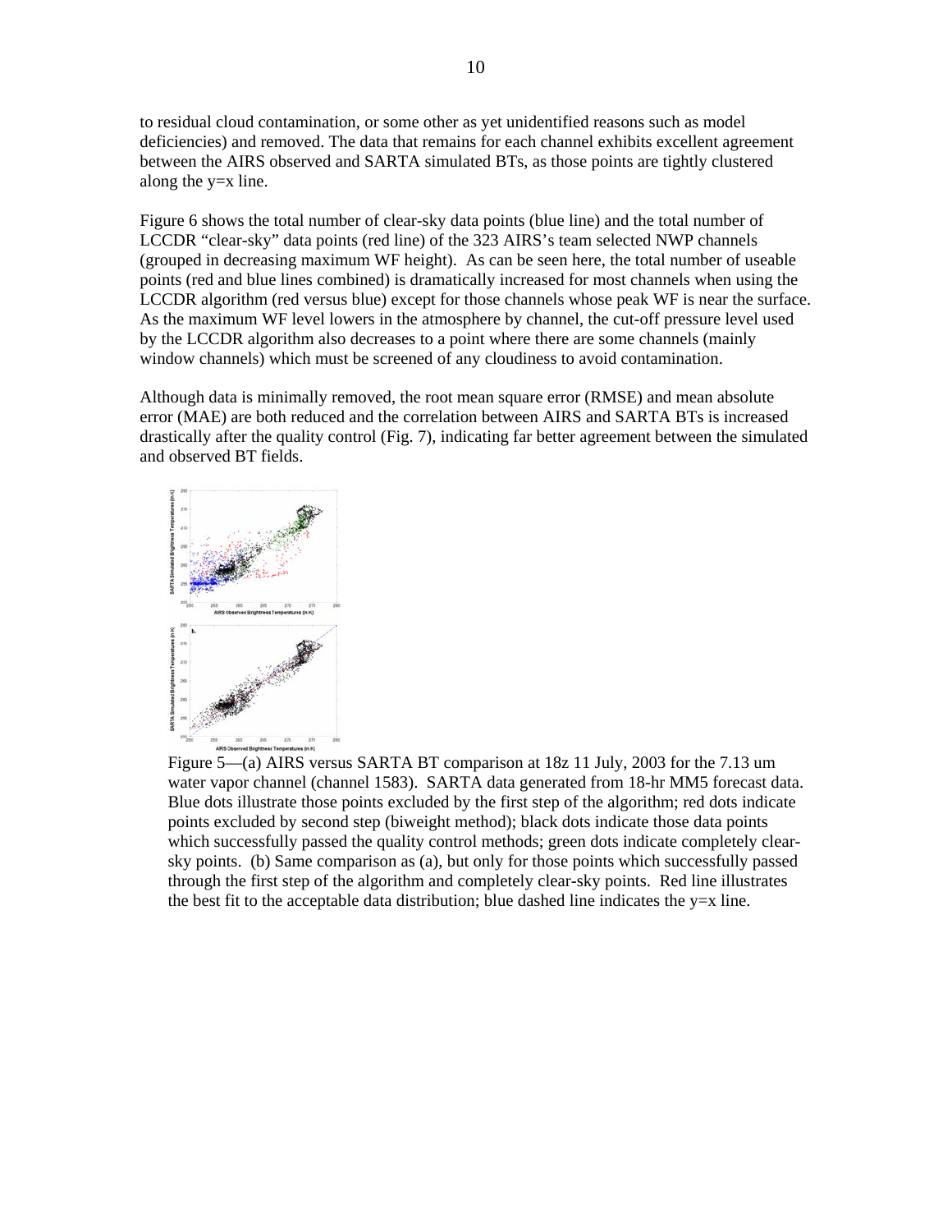to residual cloud contamination, or some other as yet unidentified reasons such as model deficiencies) and removed. The data that remains for each channel exhibits excellent agreement between the AIRS observed and SARTA simulated BTs, as those points are tightly clustered along the y=x line.

Figure 6 shows the total number of clear-sky data points (blue line) and the total number of LCCDR "clear-sky" data points (red line) of the 323 AIRS's team selected NWP channels (grouped in decreasing maximum WF height). As can be seen here, the total number of useable points (red and blue lines combined) is dramatically increased for most channels when using the LCCDR algorithm (red versus blue) except for those channels whose peak WF is near the surface. As the maximum WF level lowers in the atmosphere by channel, the cut-off pressure level used by the LCCDR algorithm also decreases to a point where there are some channels (mainly window channels) which must be screened of any cloudiness to avoid contamination.

Although data is minimally removed, the root mean square error (RMSE) and mean absolute error (MAE) are both reduced and the correlation between AIRS and SARTA BTs is increased drastically after the quality control (Fig. 7), indicating far better agreement between the simulated and observed BT fields.

Figure 5—(a) AIRS versus SARTA BT comparison at 18z 11 July, 2003 for the 7.13 um water vapor channel (channel 1583). SARTA data generated from 18-hr MM5 forecast data. Blue dots illustrate those points excluded by the first step of the algorithm; red dots indicate points excluded by second step (biweight method); black dots indicate those data points which successfully passed the quality control methods; green dots indicate completely clear-sky points. (b) Same comparison as (a), but only for those points which successfully passed through the first step of the algorithm and completely clear-sky points. Red line illustrates the best fit to the acceptable data distribution; blue dashed line indicates the y=x line.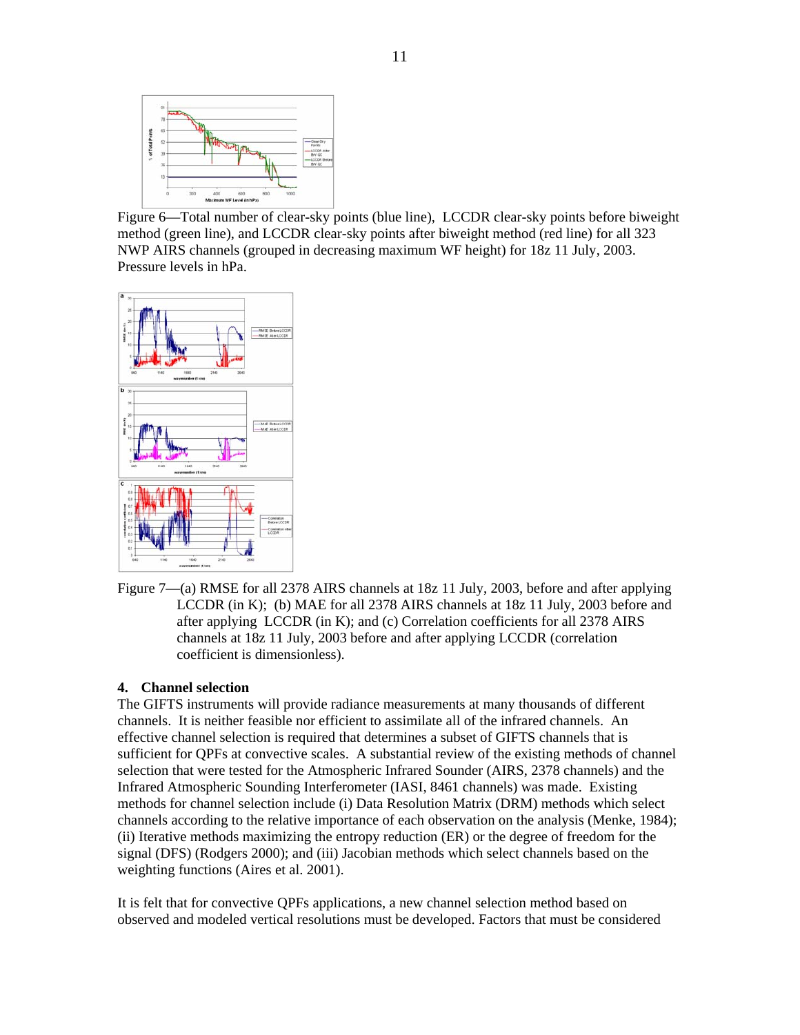Figure 6—Total number of clear-sky points (blue line), LCCDR clear-sky points before biweight method (green line), and LCCDR clear-sky points after biweight method (red line) for all 323 NWP AIRS channels (grouped in decreasing maximum WF height) for 18z 11 July, 2003. Pressure levels in hPa.

Figure 7—(a) RMSE for all 2378 AIRS channels at 18z 11 July, 2003, before and after applying LCCDR (in K); (b) MAE for all 2378 AIRS channels at 18z 11 July, 2003 before and after applying LCCDR (in K); and (c) Correlation coefficients for all 2378 AIRS channels at 18z 11 July, 2003 before and after applying LCCDR (correlation coefficient is dimensionless).

### 4. Channel selection

The GIFTS instruments will provide radiance measurements at many thousands of different channels. It is neither feasible nor efficient to assimilate all of the infrared channels. An effective channel selection is required that determines a subset of GIFTS channels that is sufficient for QPFs at convective scales. A substantial review of the existing methods of channel selection that were tested for the Atmospheric Infrared Sounder (AIRS, 2378 channels) and the Infrared Atmospheric Sounding Interferometer (IASI, 8461 channels) was made. Existing methods for channel selection include (i) Data Resolution Matrix (DRM) methods which select channels according to the relative importance of each observation on the analysis (Menke, 1984); (ii) Iterative methods maximizing the entropy reduction (ER) or the degree of freedom for the signal (DFS) (Rodgers 2000); and (iii) Jacobian methods which select channels based on the weighting functions (Aires et al. 2001).

It is felt that for convective QPFs applications, a new channel selection method based on observed and modeled vertical resolutions must be developed. Factors that must be considered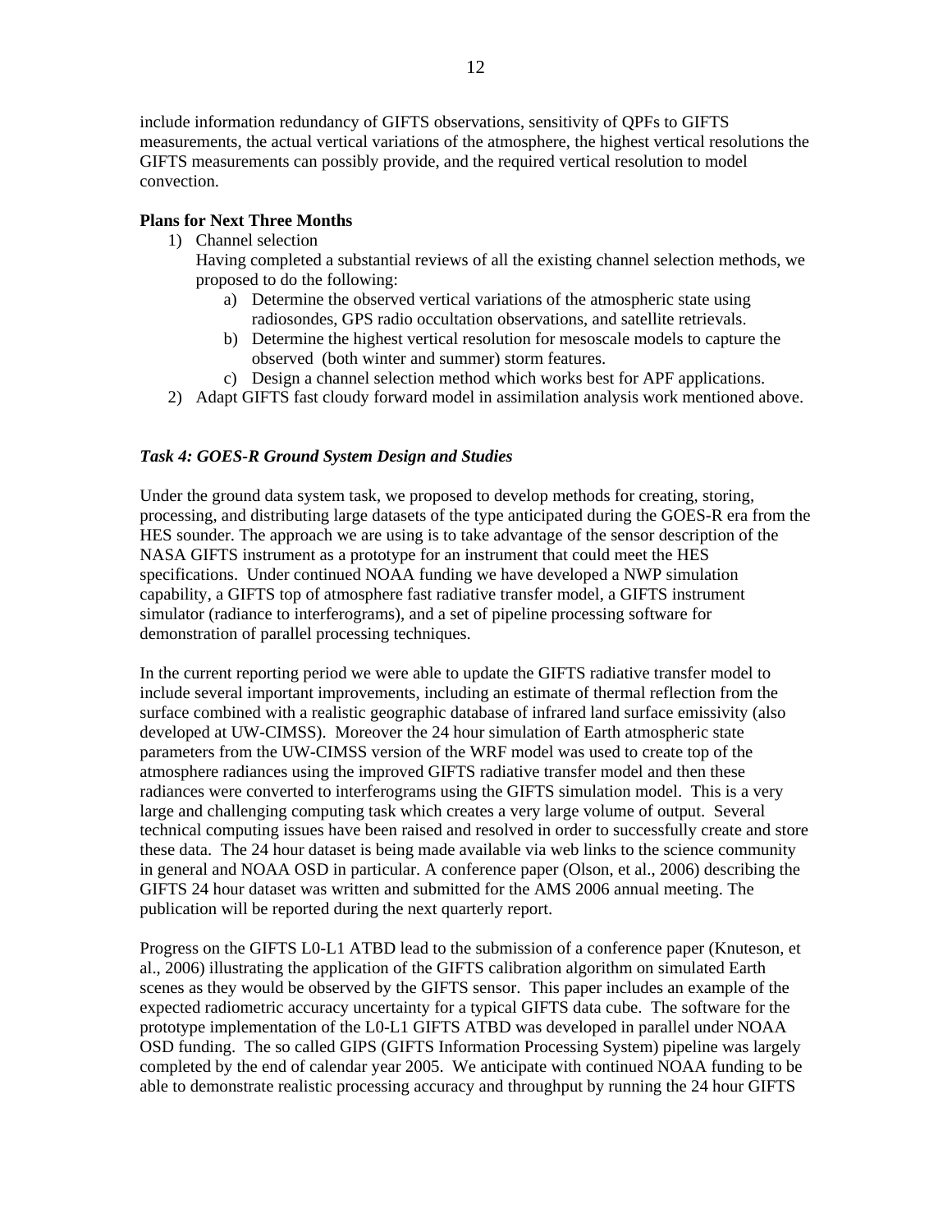include information redundancy of GIFTS observations, sensitivity of QPFs to GIFTS measurements, the actual vertical variations of the atmosphere, the highest vertical resolutions the GIFTS measurements can possibly provide, and the required vertical resolution to model convection.

**Plans for Next Three Months**

1) Channel selection
   Having completed a substantial reviews of all the existing channel selection methods, we proposed to do the following:
   a) Determine the observed vertical variations of the atmospheric state using radiosondes, GPS radio occultation observations, and satellite retrievals.
   b) Determine the highest vertical resolution for mesoscale models to capture the observed (both winter and summer) storm features.
   c) Design a channel selection method which works best for APF applications.
2) Adapt GIFTS fast cloudy forward model in assimilation analysis work mentioned above.

***Task 4: GOES-R Ground System Design and Studies***

Under the ground data system task, we proposed to develop methods for creating, storing, processing, and distributing large datasets of the type anticipated during the GOES-R era from the HES sounder. The approach we are using is to take advantage of the sensor description of the NASA GIFTS instrument as a prototype for an instrument that could meet the HES specifications. Under continued NOAA funding we have developed a NWP simulation capability, a GIFTS top of atmosphere fast radiative transfer model, a GIFTS instrument simulator (radiance to interferograms), and a set of pipeline processing software for demonstration of parallel processing techniques.

In the current reporting period we were able to update the GIFTS radiative transfer model to include several important improvements, including an estimate of thermal reflection from the surface combined with a realistic geographic database of infrared land surface emissivity (also developed at UW-CIMSS). Moreover the 24 hour simulation of Earth atmospheric state parameters from the UW-CIMSS version of the WRF model was used to create top of the atmosphere radiances using the improved GIFTS radiative transfer model and then these radiances were converted to interferograms using the GIFTS simulation model. This is a very large and challenging computing task which creates a very large volume of output. Several technical computing issues have been raised and resolved in order to successfully create and store these data. The 24 hour dataset is being made available via web links to the science community in general and NOAA OSD in particular. A conference paper (Olson, et al., 2006) describing the GIFTS 24 hour dataset was written and submitted for the AMS 2006 annual meeting. The publication will be reported during the next quarterly report.

Progress on the GIFTS L0-L1 ATBD lead to the submission of a conference paper (Knuteson, et al., 2006) illustrating the application of the GIFTS calibration algorithm on simulated Earth scenes as they would be observed by the GIFTS sensor. This paper includes an example of the expected radiometric accuracy uncertainty for a typical GIFTS data cube. The software for the prototype implementation of the L0-L1 GIFTS ATBD was developed in parallel under NOAA OSD funding. The so called GIPS (GIFTS Information Processing System) pipeline was largely completed by the end of calendar year 2005. We anticipate with continued NOAA funding to be able to demonstrate realistic processing accuracy and throughput by running the 24 hour GIFTS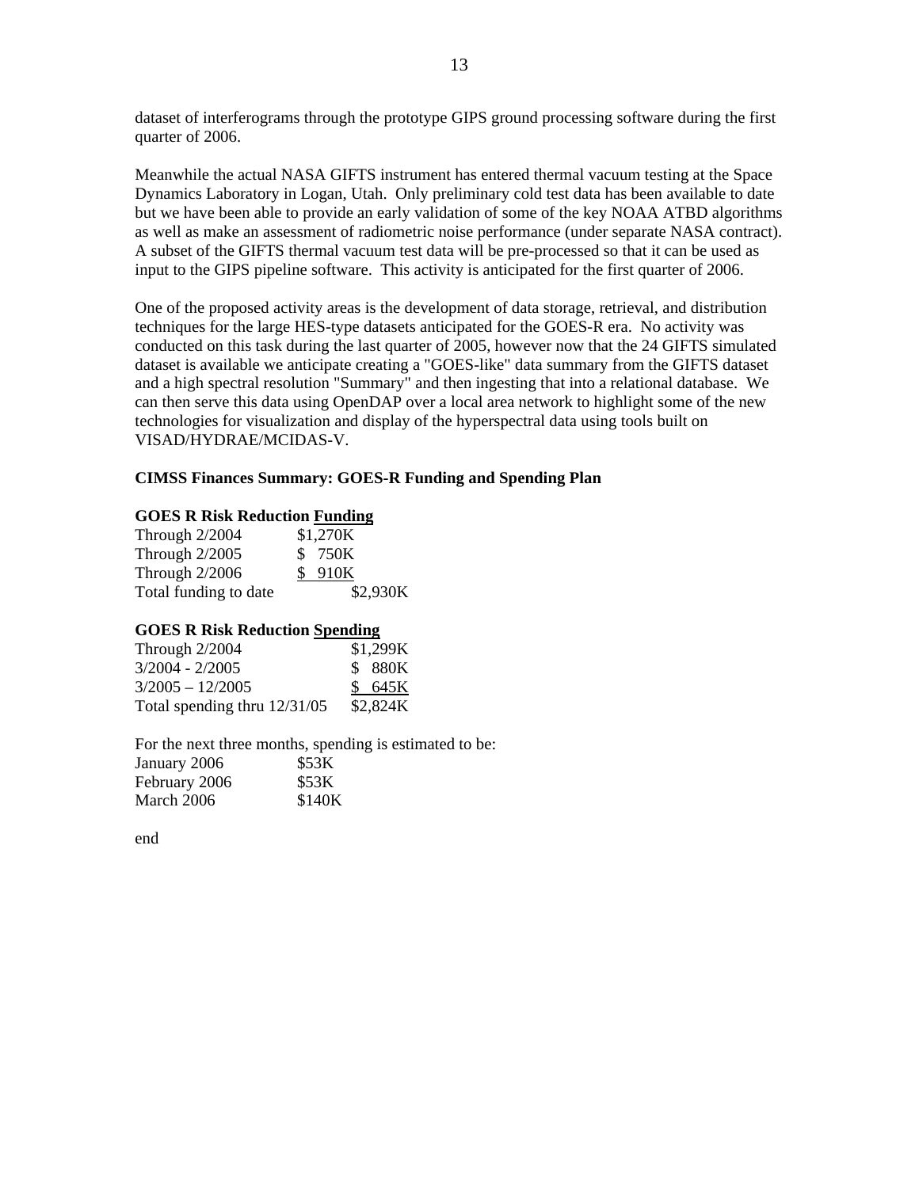dataset of interferograms through the prototype GIPS ground processing software during the first quarter of 2006.

Meanwhile the actual NASA GIFTS instrument has entered thermal vacuum testing at the Space Dynamics Laboratory in Logan, Utah. Only preliminary cold test data has been available to date but we have been able to provide an early validation of some of the key NOAA ATBD algorithms as well as make an assessment of radiometric noise performance (under separate NASA contract). A subset of the GIFTS thermal vacuum test data will be pre-processed so that it can be used as input to the GIPS pipeline software. This activity is anticipated for the first quarter of 2006.

One of the proposed activity areas is the development of data storage, retrieval, and distribution techniques for the large HES-type datasets anticipated for the GOES-R era. No activity was conducted on this task during the last quarter of 2005, however now that the 24 GIFTS simulated dataset is available we anticipate creating a "GOES-like" data summary from the GIFTS dataset and a high spectral resolution "Summary" and then ingesting that into a relational database. We can then serve this data using OpenDAP over a local area network to highlight some of the new technologies for visualization and display of the hyperspectral data using tools built on VISAD/HYDRAE/MCIDAS-V.

**CIMSS Finances Summary: GOES-R Funding and Spending Plan**

**GOES R Risk Reduction Funding**

| | | |
|---|---|---|
| Through 2/2004 | $1,270K | |
| Through 2/2005 | $ 750K | |
| Through 2/2006 | $ 910K | |
| Total funding to date | | $2,930K |

**GOES R Risk Reduction Spending**

| | |
|---|---|
| Through 2/2004 | $1,299K |
| 3/2004 - 2/2005 | $ 880K |
| 3/2005 – 12/2005 | $ 645K |
| Total spending thru 12/31/05 | $2,824K |

For the next three months, spending is estimated to be:

| | |
|---|---|
| January 2006 | $53K |
| February 2006 | $53K |
| March 2006 | $140K |

end